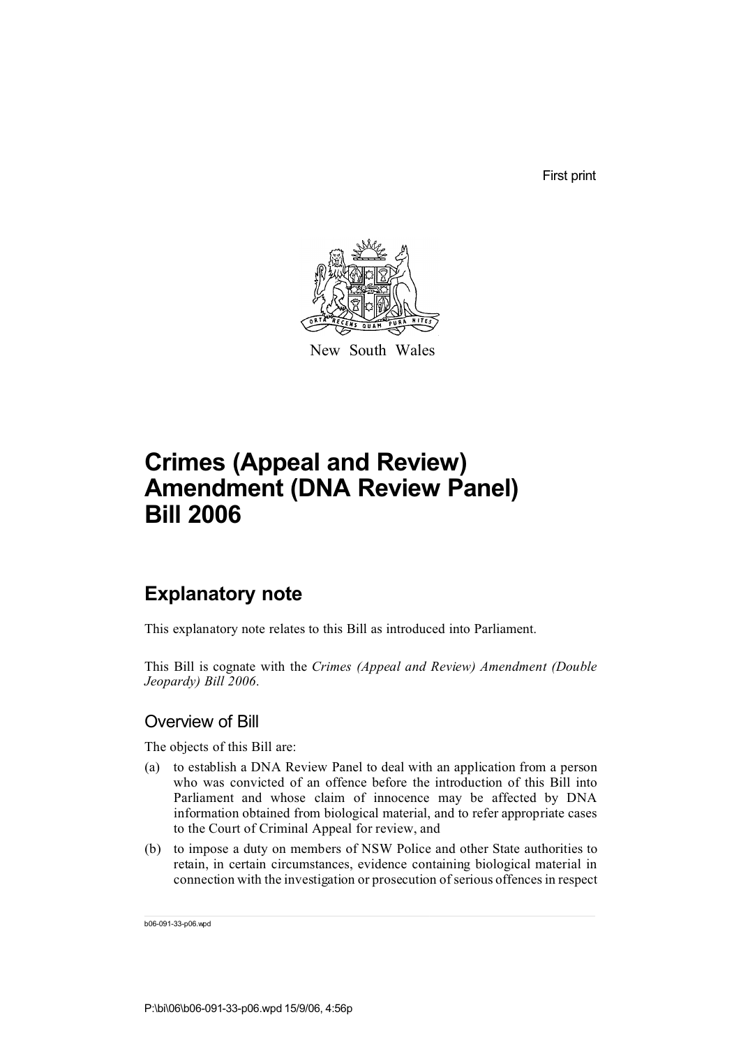First print

New South Wales

# Crimes (Appeal and Review) Amendment (DNA Review Panel) Bill 2006

## Explanatory note

This explanatory note relates to this Bill as introduced into Parliament.

This Bill is cognate with the *Crimes (Appeal and Review) Amendment (Double Jeopardy) Bill 2006*.

### Overview of Bill

The objects of this Bill are:

(a) to establish a DNA Review Panel to deal with an application from a person who was convicted of an offence before the introduction of this Bill into Parliament and whose claim of innocence may be affected by DNA information obtained from biological material, and to refer appropriate cases to the Court of Criminal Appeal for review, and

(b) to impose a duty on members of NSW Police and other State authorities to retain, in certain circumstances, evidence containing biological material in connection with the investigation or prosecution of serious offences in respect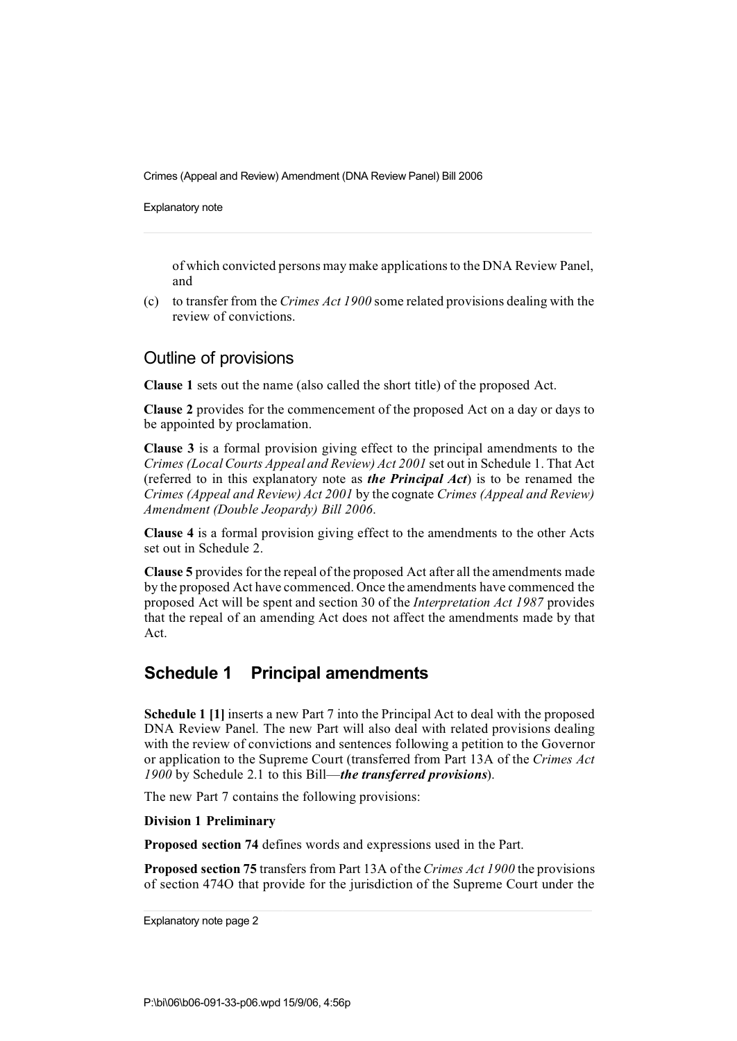of which convicted persons may make applications to the DNA Review Panel, and

(c) to transfer from the *Crimes Act 1900* some related provisions dealing with the review of convictions.

## Outline of provisions

**Clause 1** sets out the name (also called the short title) of the proposed Act.

**Clause 2** provides for the commencement of the proposed Act on a day or days to be appointed by proclamation.

**Clause 3** is a formal provision giving effect to the principal amendments to the *Crimes (Local Courts Appeal and Review) Act 2001* set out in Schedule 1. That Act (referred to in this explanatory note as ***the Principal Act***) is to be renamed the *Crimes (Appeal and Review) Act 2001* by the cognate *Crimes (Appeal and Review) Amendment (Double Jeopardy) Bill 2006*.

**Clause 4** is a formal provision giving effect to the amendments to the other Acts set out in Schedule 2.

**Clause 5** provides for the repeal of the proposed Act after all the amendments made by the proposed Act have commenced. Once the amendments have commenced the proposed Act will be spent and section 30 of the *Interpretation Act 1987* provides that the repeal of an amending Act does not affect the amendments made by that Act.

## Schedule 1 Principal amendments

**Schedule 1 [1]** inserts a new Part 7 into the Principal Act to deal with the proposed DNA Review Panel. The new Part will also deal with related provisions dealing with the review of convictions and sentences following a petition to the Governor or application to the Supreme Court (transferred from Part 13A of the *Crimes Act 1900* by Schedule 2.1 to this Bill—***the transferred provisions***).

The new Part 7 contains the following provisions:

**Division 1 Preliminary**

**Proposed section 74** defines words and expressions used in the Part.

**Proposed section 75** transfers from Part 13A of the *Crimes Act 1900* the provisions of section 474O that provide for the jurisdiction of the Supreme Court under the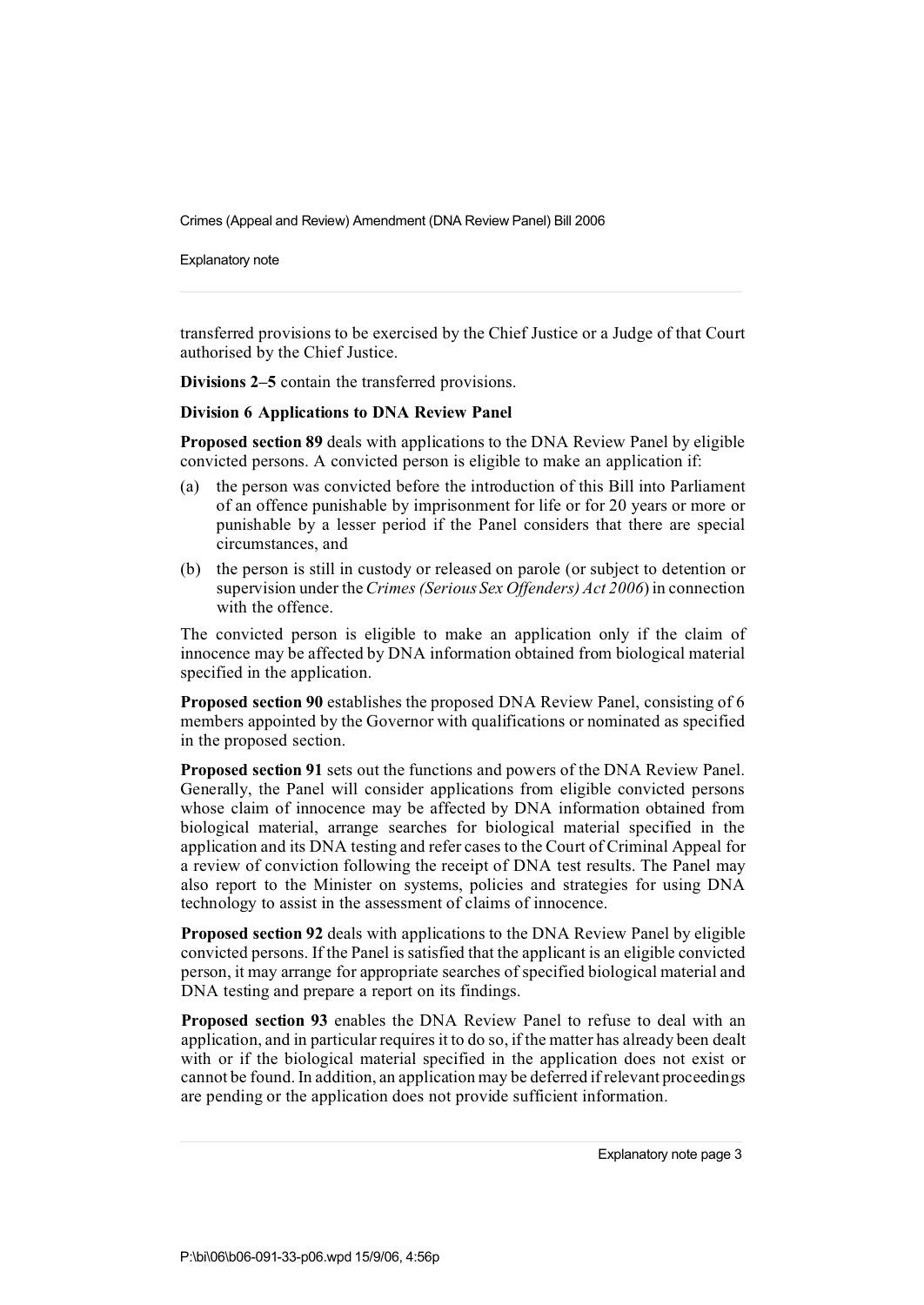transferred provisions to be exercised by the Chief Justice or a Judge of that Court authorised by the Chief Justice.

**Divisions 2–5** contain the transferred provisions.

**Division 6 Applications to DNA Review Panel**

**Proposed section 89** deals with applications to the DNA Review Panel by eligible convicted persons. A convicted person is eligible to make an application if:

(a) the person was convicted before the introduction of this Bill into Parliament of an offence punishable by imprisonment for life or for 20 years or more or punishable by a lesser period if the Panel considers that there are special circumstances, and

(b) the person is still in custody or released on parole (or subject to detention or supervision under the *Crimes (Serious Sex Offenders) Act 2006*) in connection with the offence.

The convicted person is eligible to make an application only if the claim of innocence may be affected by DNA information obtained from biological material specified in the application.

**Proposed section 90** establishes the proposed DNA Review Panel, consisting of 6 members appointed by the Governor with qualifications or nominated as specified in the proposed section.

**Proposed section 91** sets out the functions and powers of the DNA Review Panel. Generally, the Panel will consider applications from eligible convicted persons whose claim of innocence may be affected by DNA information obtained from biological material, arrange searches for biological material specified in the application and its DNA testing and refer cases to the Court of Criminal Appeal for a review of conviction following the receipt of DNA test results. The Panel may also report to the Minister on systems, policies and strategies for using DNA technology to assist in the assessment of claims of innocence.

**Proposed section 92** deals with applications to the DNA Review Panel by eligible convicted persons. If the Panel is satisfied that the applicant is an eligible convicted person, it may arrange for appropriate searches of specified biological material and DNA testing and prepare a report on its findings.

**Proposed section 93** enables the DNA Review Panel to refuse to deal with an application, and in particular requires it to do so, if the matter has already been dealt with or if the biological material specified in the application does not exist or cannot be found. In addition, an application may be deferred if relevant proceedings are pending or the application does not provide sufficient information.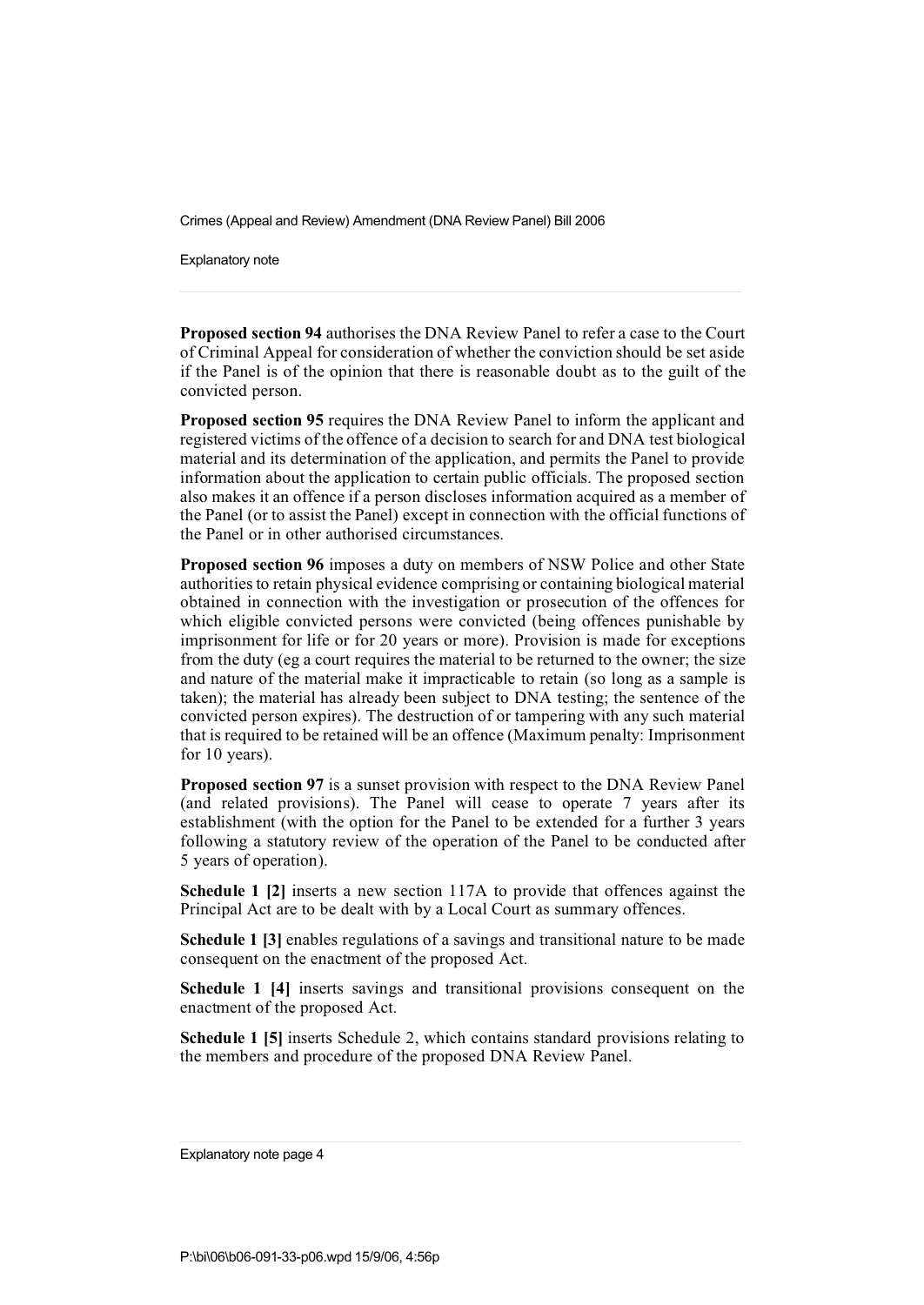**Proposed section 94** authorises the DNA Review Panel to refer a case to the Court of Criminal Appeal for consideration of whether the conviction should be set aside if the Panel is of the opinion that there is reasonable doubt as to the guilt of the convicted person.

**Proposed section 95** requires the DNA Review Panel to inform the applicant and registered victims of the offence of a decision to search for and DNA test biological material and its determination of the application, and permits the Panel to provide information about the application to certain public officials. The proposed section also makes it an offence if a person discloses information acquired as a member of the Panel (or to assist the Panel) except in connection with the official functions of the Panel or in other authorised circumstances.

**Proposed section 96** imposes a duty on members of NSW Police and other State authorities to retain physical evidence comprising or containing biological material obtained in connection with the investigation or prosecution of the offences for which eligible convicted persons were convicted (being offences punishable by imprisonment for life or for 20 years or more). Provision is made for exceptions from the duty (eg a court requires the material to be returned to the owner; the size and nature of the material make it impracticable to retain (so long as a sample is taken); the material has already been subject to DNA testing; the sentence of the convicted person expires). The destruction of or tampering with any such material that is required to be retained will be an offence (Maximum penalty: Imprisonment for 10 years).

**Proposed section 97** is a sunset provision with respect to the DNA Review Panel (and related provisions). The Panel will cease to operate 7 years after its establishment (with the option for the Panel to be extended for a further 3 years following a statutory review of the operation of the Panel to be conducted after 5 years of operation).

**Schedule 1 [2]** inserts a new section 117A to provide that offences against the Principal Act are to be dealt with by a Local Court as summary offences.

**Schedule 1 [3]** enables regulations of a savings and transitional nature to be made consequent on the enactment of the proposed Act.

**Schedule 1 [4]** inserts savings and transitional provisions consequent on the enactment of the proposed Act.

**Schedule 1 [5]** inserts Schedule 2, which contains standard provisions relating to the members and procedure of the proposed DNA Review Panel.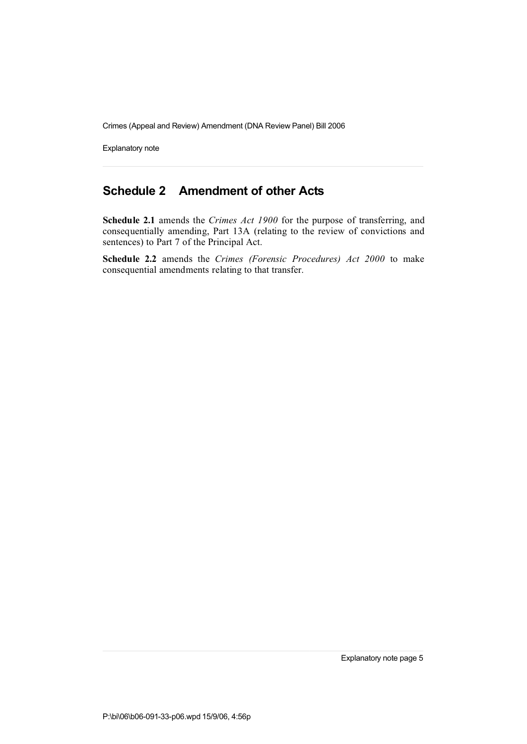## Schedule 2 Amendment of other Acts

**Schedule 2.1** amends the *Crimes Act 1900* for the purpose of transferring, and consequentially amending, Part 13A (relating to the review of convictions and sentences) to Part 7 of the Principal Act.

**Schedule 2.2** amends the *Crimes (Forensic Procedures) Act 2000* to make consequential amendments relating to that transfer.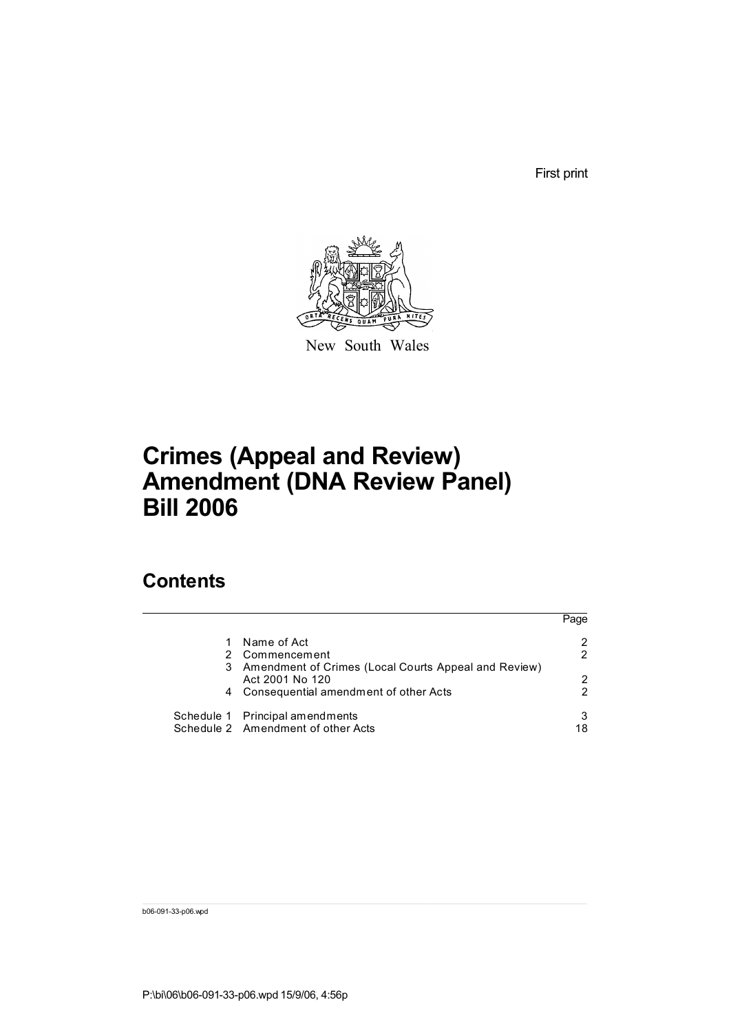First print

New South Wales

# Crimes (Appeal and Review) Amendment (DNA Review Panel) Bill 2006

## Contents

| | | Page |
|---|---|---|
| 1 | Name of Act | 2 |
| 2 | Commencement | 2 |
| 3 | Amendment of Crimes (Local Courts Appeal and Review) Act 2001 No 120 | 2 |
| 4 | Consequential amendment of other Acts | 2 |
| Schedule 1 | Principal amendments | 3 |
| Schedule 2 | Amendment of other Acts | 18 |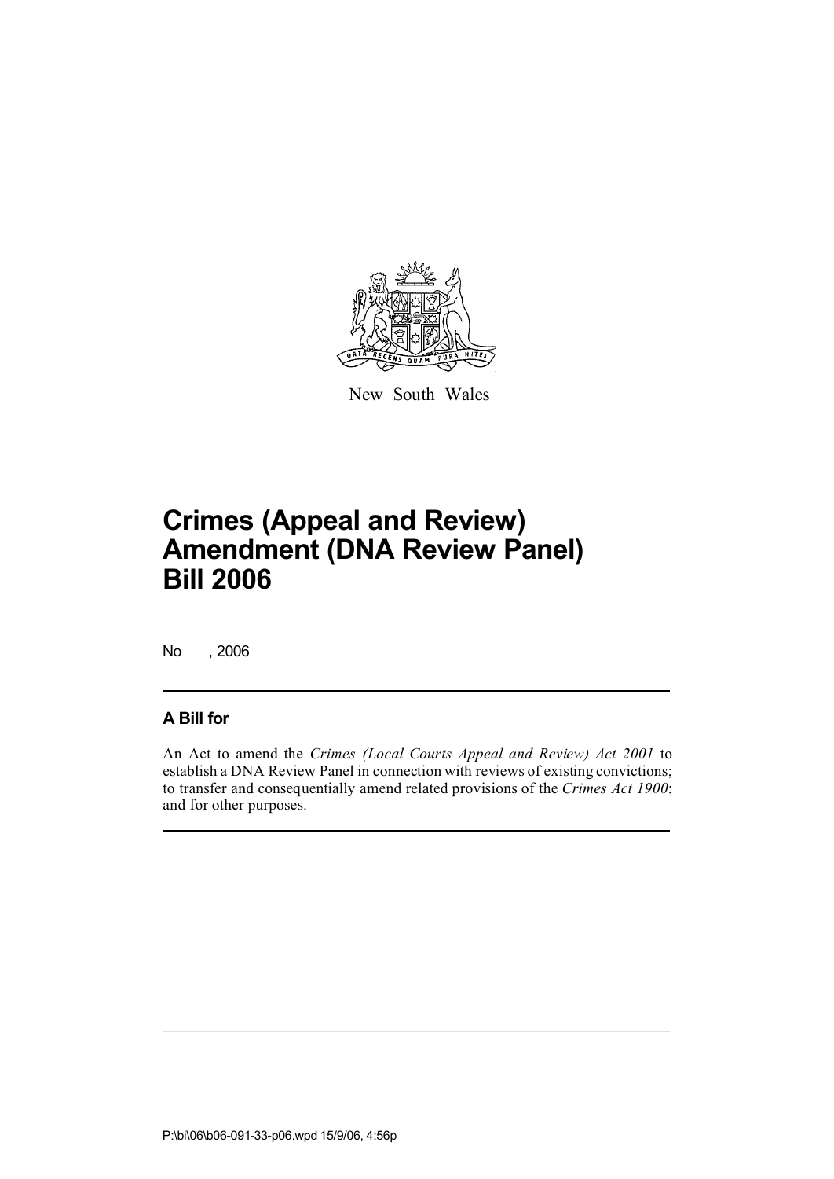New South Wales

# Crimes (Appeal and Review) Amendment (DNA Review Panel) Bill 2006

No , 2006

## A Bill for

An Act to amend the *Crimes (Local Courts Appeal and Review) Act 2001* to establish a DNA Review Panel in connection with reviews of existing convictions; to transfer and consequentially amend related provisions of the *Crimes Act 1900*; and for other purposes.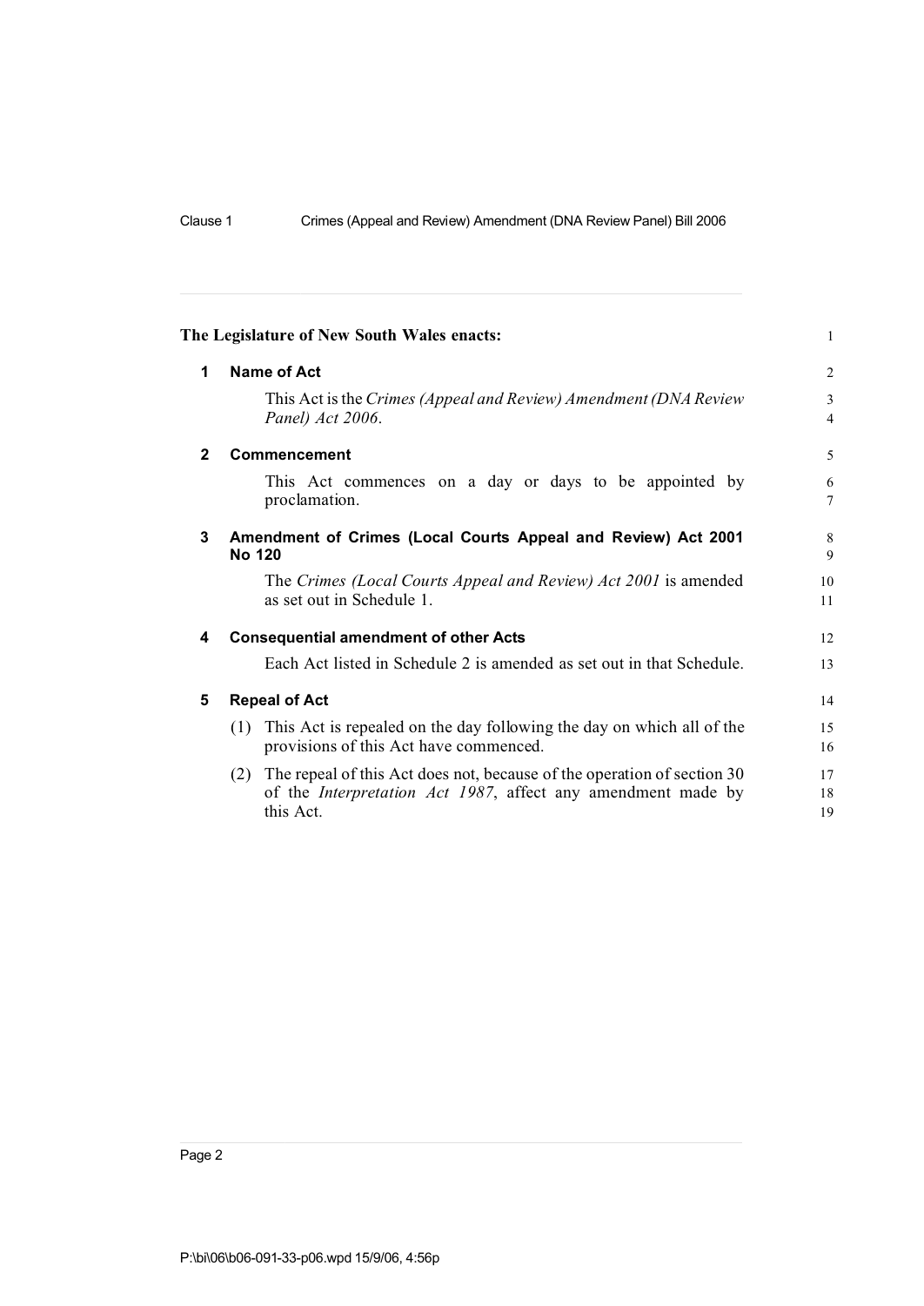**The Legislature of New South Wales enacts:**

## 1 Name of Act

This Act is the *Crimes (Appeal and Review) Amendment (DNA Review Panel) Act 2006*.

## 2 Commencement

This Act commences on a day or days to be appointed by proclamation.

## 3 Amendment of Crimes (Local Courts Appeal and Review) Act 2001 No 120

The *Crimes (Local Courts Appeal and Review) Act 2001* is amended as set out in Schedule 1.

## 4 Consequential amendment of other Acts

Each Act listed in Schedule 2 is amended as set out in that Schedule.

## 5 Repeal of Act

(1) This Act is repealed on the day following the day on which all of the provisions of this Act have commenced.

(2) The repeal of this Act does not, because of the operation of section 30 of the *Interpretation Act 1987*, affect any amendment made by this Act.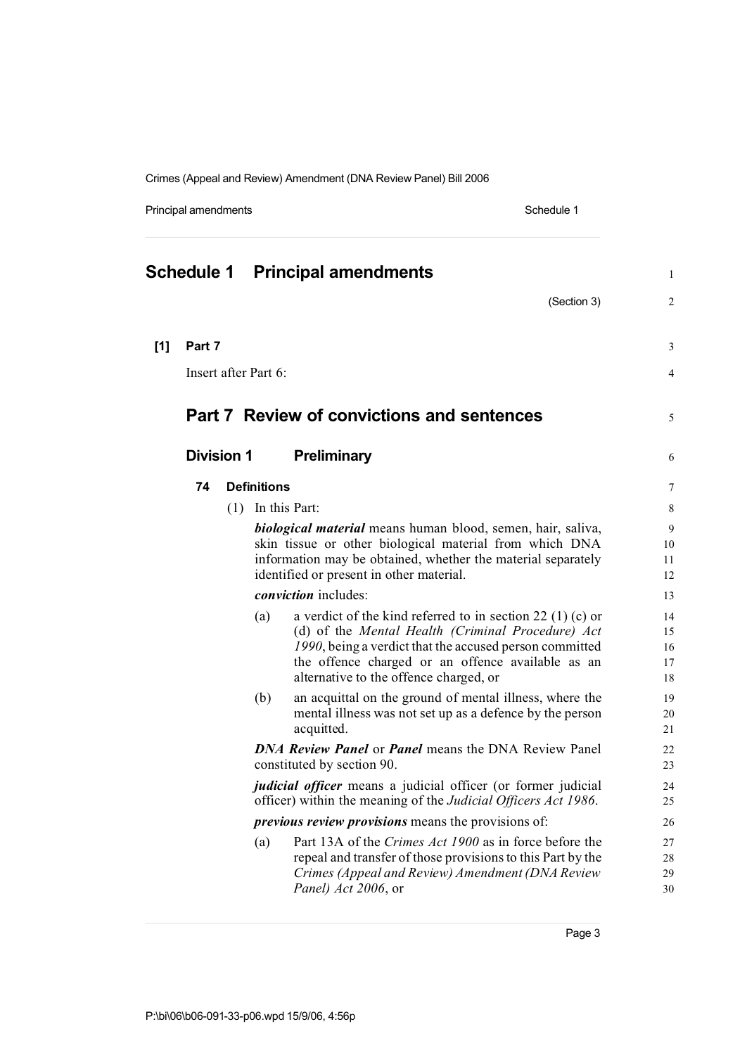# Schedule 1 Principal amendments

(Section 3)

**[1] Part 7**

Insert after Part 6:

## Part 7 Review of convictions and sentences

### Division 1 Preliminary

#### 74 Definitions

(1) In this Part:

***biological material*** means human blood, semen, hair, saliva, skin tissue or other biological material from which DNA information may be obtained, whether the material separately identified or present in other material.

***conviction*** includes:

(a) a verdict of the kind referred to in section 22 (1) (c) or (d) of the *Mental Health (Criminal Procedure) Act 1990*, being a verdict that the accused person committed the offence charged or an offence available as an alternative to the offence charged, or

(b) an acquittal on the ground of mental illness, where the mental illness was not set up as a defence by the person acquitted.

***DNA Review Panel*** or ***Panel*** means the DNA Review Panel constituted by section 90.

***judicial officer*** means a judicial officer (or former judicial officer) within the meaning of the *Judicial Officers Act 1986*.

***previous review provisions*** means the provisions of:

(a) Part 13A of the *Crimes Act 1900* as in force before the repeal and transfer of those provisions to this Part by the *Crimes (Appeal and Review) Amendment (DNA Review Panel) Act 2006*, or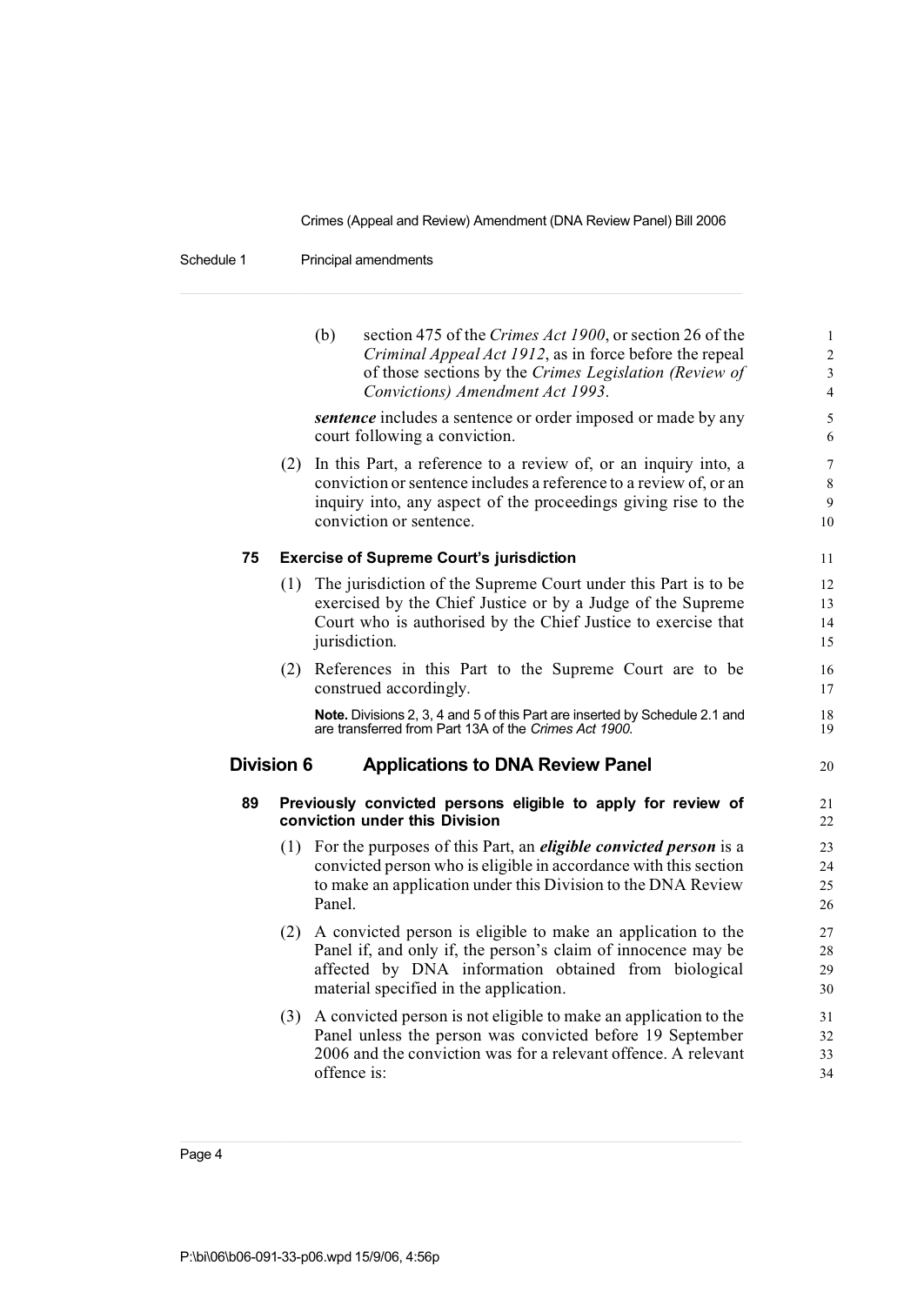(b) section 475 of the *Crimes Act 1900*, or section 26 of the *Criminal Appeal Act 1912*, as in force before the repeal of those sections by the *Crimes Legislation (Review of Convictions) Amendment Act 1993*.

***sentence*** includes a sentence or order imposed or made by any court following a conviction.

(2) In this Part, a reference to a review of, or an inquiry into, a conviction or sentence includes a reference to a review of, or an inquiry into, any aspect of the proceedings giving rise to the conviction or sentence.

#### 75 Exercise of Supreme Court's jurisdiction

(1) The jurisdiction of the Supreme Court under this Part is to be exercised by the Chief Justice or by a Judge of the Supreme Court who is authorised by the Chief Justice to exercise that jurisdiction.

(2) References in this Part to the Supreme Court are to be construed accordingly.

**Note.** Divisions 2, 3, 4 and 5 of this Part are inserted by Schedule 2.1 and are transferred from Part 13A of the *Crimes Act 1900.*

### Division 6 Applications to DNA Review Panel

#### 89 Previously convicted persons eligible to apply for review of conviction under this Division

(1) For the purposes of this Part, an ***eligible convicted person*** is a convicted person who is eligible in accordance with this section to make an application under this Division to the DNA Review Panel.

(2) A convicted person is eligible to make an application to the Panel if, and only if, the person's claim of innocence may be affected by DNA information obtained from biological material specified in the application.

(3) A convicted person is not eligible to make an application to the Panel unless the person was convicted before 19 September 2006 and the conviction was for a relevant offence. A relevant offence is: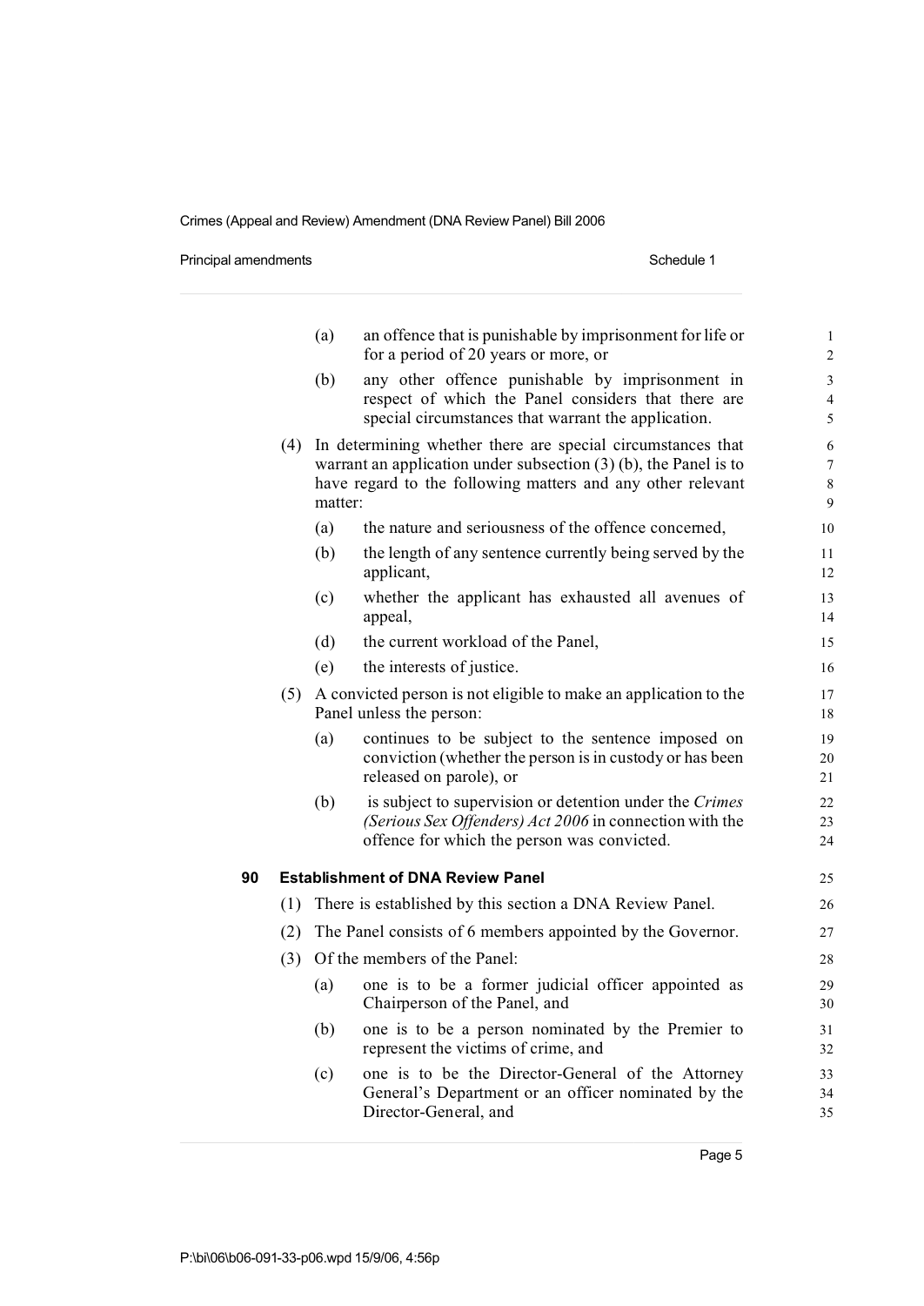(a) an offence that is punishable by imprisonment for life or for a period of 20 years or more, or

(b) any other offence punishable by imprisonment in respect of which the Panel considers that there are special circumstances that warrant the application.

(4) In determining whether there are special circumstances that warrant an application under subsection (3) (b), the Panel is to have regard to the following matters and any other relevant matter:

(a) the nature and seriousness of the offence concerned,

(b) the length of any sentence currently being served by the applicant,

(c) whether the applicant has exhausted all avenues of appeal,

(d) the current workload of the Panel,

(e) the interests of justice.

(5) A convicted person is not eligible to make an application to the Panel unless the person:

(a) continues to be subject to the sentence imposed on conviction (whether the person is in custody or has been released on parole), or

(b) is subject to supervision or detention under the *Crimes (Serious Sex Offenders) Act 2006* in connection with the offence for which the person was convicted.

**90 Establishment of DNA Review Panel**

(1) There is established by this section a DNA Review Panel.

(2) The Panel consists of 6 members appointed by the Governor.

(3) Of the members of the Panel:

(a) one is to be a former judicial officer appointed as Chairperson of the Panel, and

(b) one is to be a person nominated by the Premier to represent the victims of crime, and

(c) one is to be the Director-General of the Attorney General's Department or an officer nominated by the Director-General, and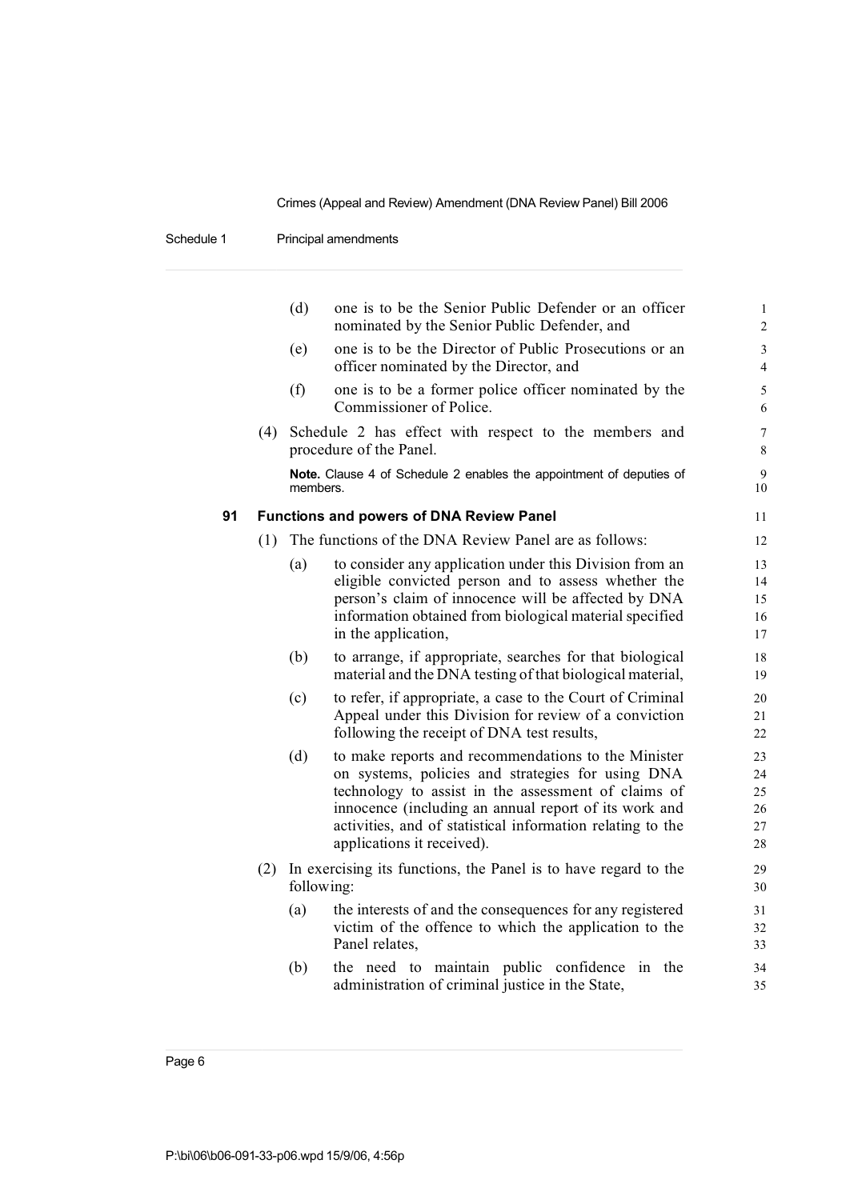(d) one is to be the Senior Public Defender or an officer nominated by the Senior Public Defender, and

(e) one is to be the Director of Public Prosecutions or an officer nominated by the Director, and

(f) one is to be a former police officer nominated by the Commissioner of Police.

(4) Schedule 2 has effect with respect to the members and procedure of the Panel.

**Note.** Clause 4 of Schedule 2 enables the appointment of deputies of members.

### 91 Functions and powers of DNA Review Panel

(1) The functions of the DNA Review Panel are as follows:

(a) to consider any application under this Division from an eligible convicted person and to assess whether the person's claim of innocence will be affected by DNA information obtained from biological material specified in the application,

(b) to arrange, if appropriate, searches for that biological material and the DNA testing of that biological material,

(c) to refer, if appropriate, a case to the Court of Criminal Appeal under this Division for review of a conviction following the receipt of DNA test results,

(d) to make reports and recommendations to the Minister on systems, policies and strategies for using DNA technology to assist in the assessment of claims of innocence (including an annual report of its work and activities, and of statistical information relating to the applications it received).

(2) In exercising its functions, the Panel is to have regard to the following:

(a) the interests of and the consequences for any registered victim of the offence to which the application to the Panel relates,

(b) the need to maintain public confidence in the administration of criminal justice in the State,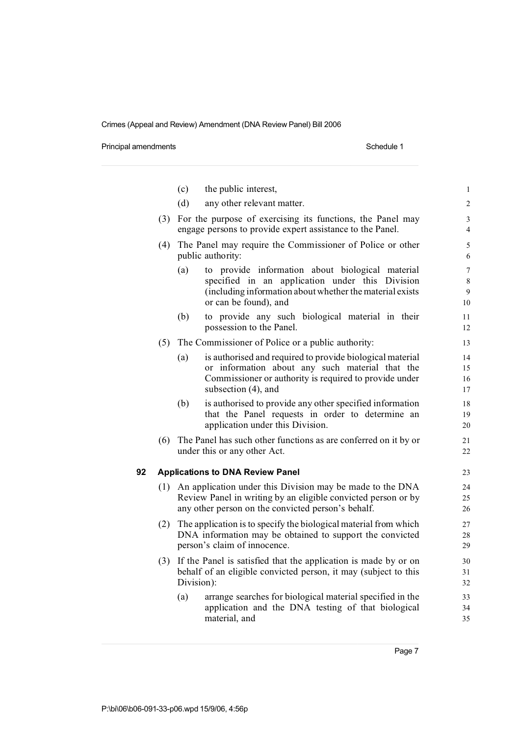(c) the public interest,

(d) any other relevant matter.

(3) For the purpose of exercising its functions, the Panel may engage persons to provide expert assistance to the Panel.

(4) The Panel may require the Commissioner of Police or other public authority:

(a) to provide information about biological material specified in an application under this Division (including information about whether the material exists or can be found), and

(b) to provide any such biological material in their possession to the Panel.

(5) The Commissioner of Police or a public authority:

(a) is authorised and required to provide biological material or information about any such material that the Commissioner or authority is required to provide under subsection (4), and

(b) is authorised to provide any other specified information that the Panel requests in order to determine an application under this Division.

(6) The Panel has such other functions as are conferred on it by or under this or any other Act.

### 92 Applications to DNA Review Panel

(1) An application under this Division may be made to the DNA Review Panel in writing by an eligible convicted person or by any other person on the convicted person's behalf.

(2) The application is to specify the biological material from which DNA information may be obtained to support the convicted person's claim of innocence.

(3) If the Panel is satisfied that the application is made by or on behalf of an eligible convicted person, it may (subject to this Division):

(a) arrange searches for biological material specified in the application and the DNA testing of that biological material, and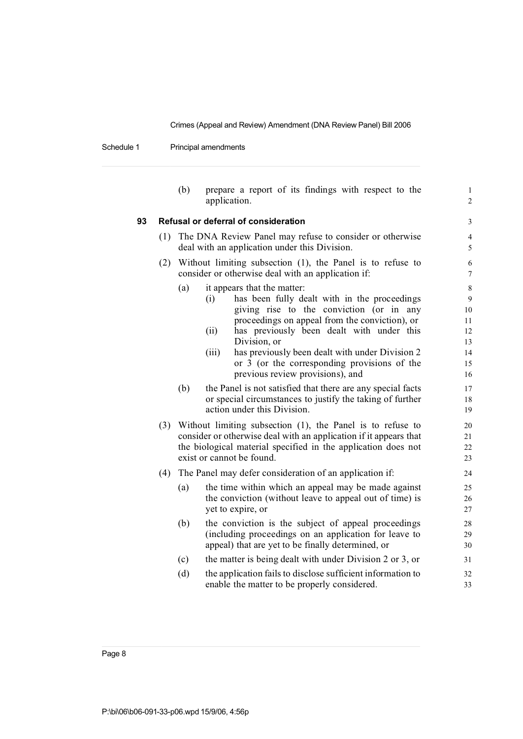(b) prepare a report of its findings with respect to the application.

### 93 Refusal or deferral of consideration

(1) The DNA Review Panel may refuse to consider or otherwise deal with an application under this Division.

(2) Without limiting subsection (1), the Panel is to refuse to consider or otherwise deal with an application if:

(a) it appears that the matter:

(i) has been fully dealt with in the proceedings giving rise to the conviction (or in any proceedings on appeal from the conviction), or

(ii) has previously been dealt with under this Division, or

(iii) has previously been dealt with under Division 2 or 3 (or the corresponding provisions of the previous review provisions), and

(b) the Panel is not satisfied that there are any special facts or special circumstances to justify the taking of further action under this Division.

(3) Without limiting subsection (1), the Panel is to refuse to consider or otherwise deal with an application if it appears that the biological material specified in the application does not exist or cannot be found.

(4) The Panel may defer consideration of an application if:

(a) the time within which an appeal may be made against the conviction (without leave to appeal out of time) is yet to expire, or

(b) the conviction is the subject of appeal proceedings (including proceedings on an application for leave to appeal) that are yet to be finally determined, or

(c) the matter is being dealt with under Division 2 or 3, or

(d) the application fails to disclose sufficient information to enable the matter to be properly considered.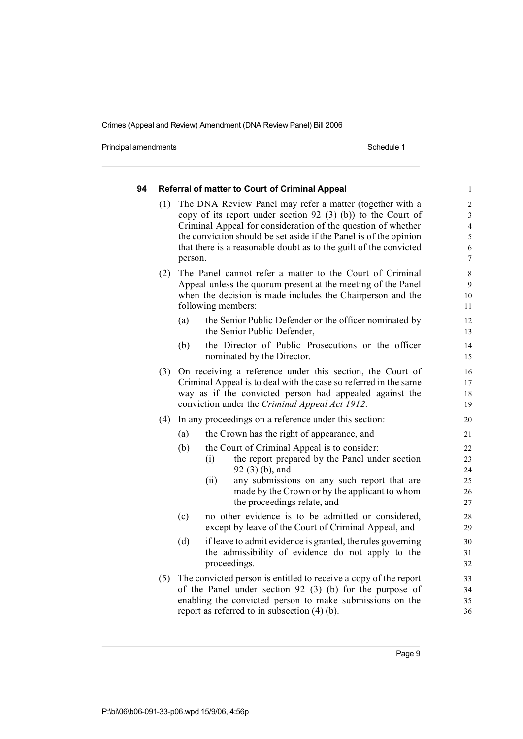### 94 Referral of matter to Court of Criminal Appeal

(1) The DNA Review Panel may refer a matter (together with a copy of its report under section 92 (3) (b)) to the Court of Criminal Appeal for consideration of the question of whether the conviction should be set aside if the Panel is of the opinion that there is a reasonable doubt as to the guilt of the convicted person.

(2) The Panel cannot refer a matter to the Court of Criminal Appeal unless the quorum present at the meeting of the Panel when the decision is made includes the Chairperson and the following members:

- (a) the Senior Public Defender or the officer nominated by the Senior Public Defender,
- (b) the Director of Public Prosecutions or the officer nominated by the Director.

(3) On receiving a reference under this section, the Court of Criminal Appeal is to deal with the case so referred in the same way as if the convicted person had appealed against the conviction under the *Criminal Appeal Act 1912*.

(4) In any proceedings on a reference under this section:

- (a) the Crown has the right of appearance, and
- (b) the Court of Criminal Appeal is to consider:
  - (i) the report prepared by the Panel under section 92 (3) (b), and
  - (ii) any submissions on any such report that are made by the Crown or by the applicant to whom the proceedings relate, and
- (c) no other evidence is to be admitted or considered, except by leave of the Court of Criminal Appeal, and
- (d) if leave to admit evidence is granted, the rules governing the admissibility of evidence do not apply to the proceedings.

(5) The convicted person is entitled to receive a copy of the report of the Panel under section 92 (3) (b) for the purpose of enabling the convicted person to make submissions on the report as referred to in subsection (4) (b).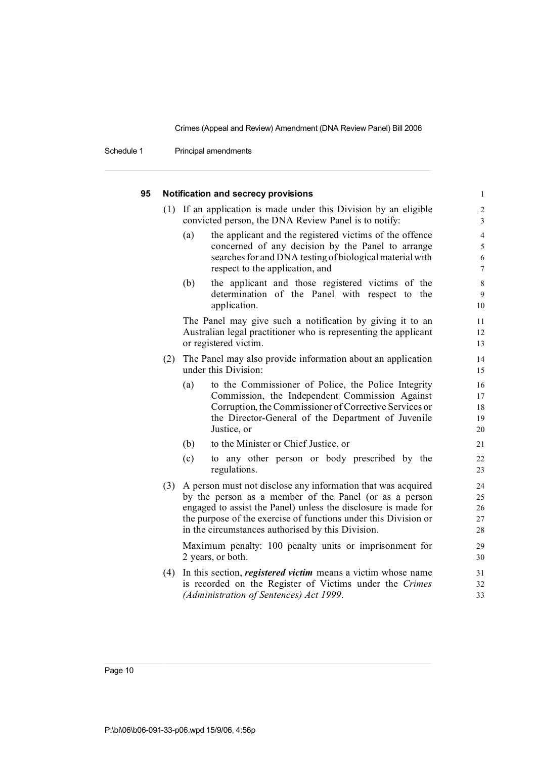### 95 Notification and secrecy provisions

(1) If an application is made under this Division by an eligible convicted person, the DNA Review Panel is to notify:

(a) the applicant and the registered victims of the offence concerned of any decision by the Panel to arrange searches for and DNA testing of biological material with respect to the application, and

(b) the applicant and those registered victims of the determination of the Panel with respect to the application.

The Panel may give such a notification by giving it to an Australian legal practitioner who is representing the applicant or registered victim.

(2) The Panel may also provide information about an application under this Division:

(a) to the Commissioner of Police, the Police Integrity Commission, the Independent Commission Against Corruption, the Commissioner of Corrective Services or the Director-General of the Department of Juvenile Justice, or

(b) to the Minister or Chief Justice, or

(c) to any other person or body prescribed by the regulations.

(3) A person must not disclose any information that was acquired by the person as a member of the Panel (or as a person engaged to assist the Panel) unless the disclosure is made for the purpose of the exercise of functions under this Division or in the circumstances authorised by this Division.

Maximum penalty: 100 penalty units or imprisonment for 2 years, or both.

(4) In this section, ***registered victim*** means a victim whose name is recorded on the Register of Victims under the *Crimes (Administration of Sentences) Act 1999*.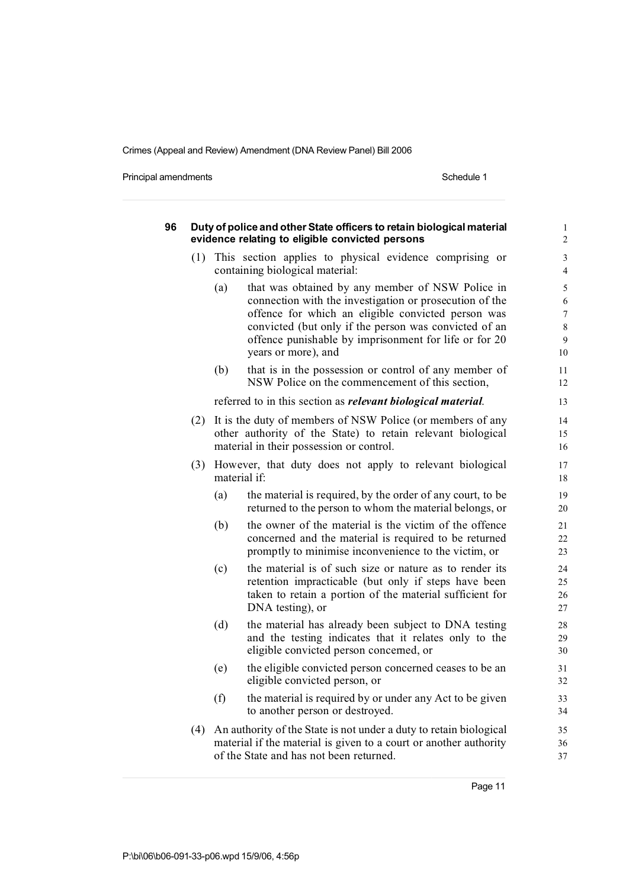**96 Duty of police and other State officers to retain biological material evidence relating to eligible convicted persons**

(1) This section applies to physical evidence comprising or containing biological material:

(a) that was obtained by any member of NSW Police in connection with the investigation or prosecution of the offence for which an eligible convicted person was convicted (but only if the person was convicted of an offence punishable by imprisonment for life or for 20 years or more), and

(b) that is in the possession or control of any member of NSW Police on the commencement of this section,

referred to in this section as ***relevant biological material***.

(2) It is the duty of members of NSW Police (or members of any other authority of the State) to retain relevant biological material in their possession or control.

(3) However, that duty does not apply to relevant biological material if:

(a) the material is required, by the order of any court, to be returned to the person to whom the material belongs, or

(b) the owner of the material is the victim of the offence concerned and the material is required to be returned promptly to minimise inconvenience to the victim, or

(c) the material is of such size or nature as to render its retention impracticable (but only if steps have been taken to retain a portion of the material sufficient for DNA testing), or

(d) the material has already been subject to DNA testing and the testing indicates that it relates only to the eligible convicted person concerned, or

(e) the eligible convicted person concerned ceases to be an eligible convicted person, or

(f) the material is required by or under any Act to be given to another person or destroyed.

(4) An authority of the State is not under a duty to retain biological material if the material is given to a court or another authority of the State and has not been returned.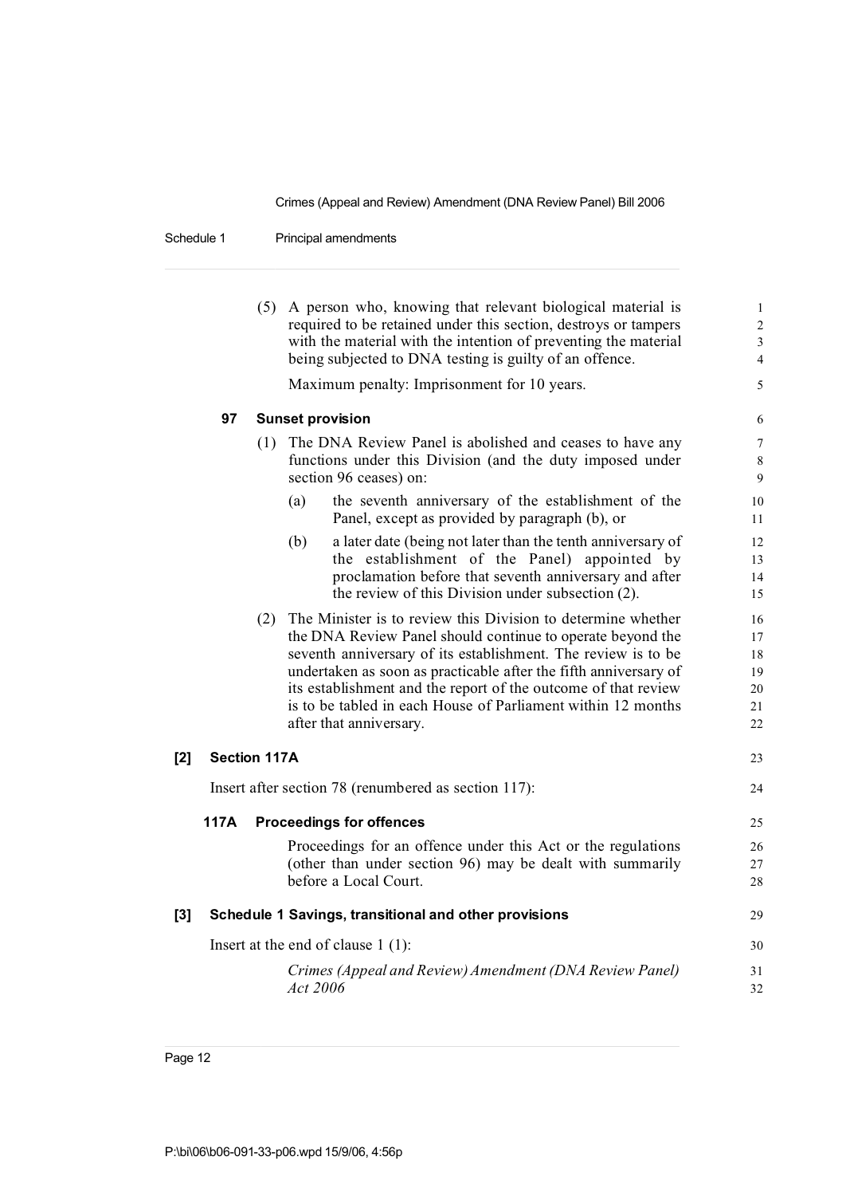(5) A person who, knowing that relevant biological material is required to be retained under this section, destroys or tampers with the material with the intention of preventing the material being subjected to DNA testing is guilty of an offence.

Maximum penalty: Imprisonment for 10 years.

**97 Sunset provision**

(1) The DNA Review Panel is abolished and ceases to have any functions under this Division (and the duty imposed under section 96 ceases) on:

(a) the seventh anniversary of the establishment of the Panel, except as provided by paragraph (b), or

(b) a later date (being not later than the tenth anniversary of the establishment of the Panel) appointed by proclamation before that seventh anniversary and after the review of this Division under subsection (2).

(2) The Minister is to review this Division to determine whether the DNA Review Panel should continue to operate beyond the seventh anniversary of its establishment. The review is to be undertaken as soon as practicable after the fifth anniversary of its establishment and the report of the outcome of that review is to be tabled in each House of Parliament within 12 months after that anniversary.

**[2] Section 117A**

Insert after section 78 (renumbered as section 117):

**117A Proceedings for offences**

Proceedings for an offence under this Act or the regulations (other than under section 96) may be dealt with summarily before a Local Court.

**[3] Schedule 1 Savings, transitional and other provisions**

Insert at the end of clause 1 (1):

*Crimes (Appeal and Review) Amendment (DNA Review Panel) Act 2006*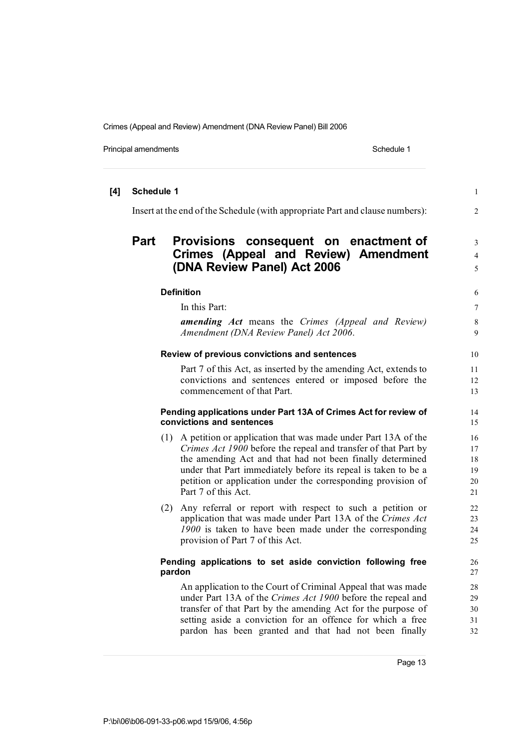**[4] Schedule 1**

Insert at the end of the Schedule (with appropriate Part and clause numbers):

## Part Provisions consequent on enactment of Crimes (Appeal and Review) Amendment (DNA Review Panel) Act 2006

### Definition

In this Part:

***amending Act*** means the *Crimes (Appeal and Review) Amendment (DNA Review Panel) Act 2006*.

### Review of previous convictions and sentences

Part 7 of this Act, as inserted by the amending Act, extends to convictions and sentences entered or imposed before the commencement of that Part.

### Pending applications under Part 13A of Crimes Act for review of convictions and sentences

(1) A petition or application that was made under Part 13A of the *Crimes Act 1900* before the repeal and transfer of that Part by the amending Act and that had not been finally determined under that Part immediately before its repeal is taken to be a petition or application under the corresponding provision of Part 7 of this Act.

(2) Any referral or report with respect to such a petition or application that was made under Part 13A of the *Crimes Act 1900* is taken to have been made under the corresponding provision of Part 7 of this Act.

### Pending applications to set aside conviction following free pardon

An application to the Court of Criminal Appeal that was made under Part 13A of the *Crimes Act 1900* before the repeal and transfer of that Part by the amending Act for the purpose of setting aside a conviction for an offence for which a free pardon has been granted and that had not been finally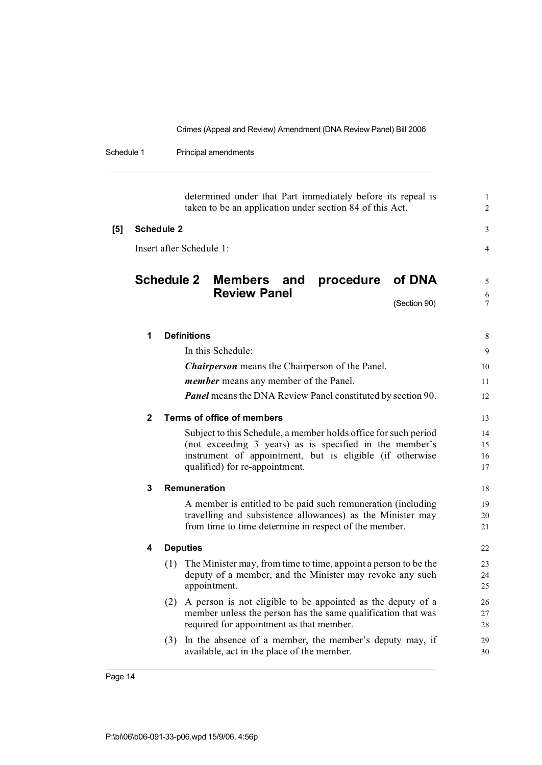determined under that Part immediately before its repeal is taken to be an application under section 84 of this Act.

**[5] Schedule 2**

Insert after Schedule 1:

## Schedule 2 Members and procedure of DNA Review Panel

(Section 90)

### 1 Definitions

In this Schedule:

***Chairperson*** means the Chairperson of the Panel.

***member*** means any member of the Panel.

***Panel*** means the DNA Review Panel constituted by section 90.

### 2 Terms of office of members

Subject to this Schedule, a member holds office for such period (not exceeding 3 years) as is specified in the member's instrument of appointment, but is eligible (if otherwise qualified) for re-appointment.

### 3 Remuneration

A member is entitled to be paid such remuneration (including travelling and subsistence allowances) as the Minister may from time to time determine in respect of the member.

### 4 Deputies

(1) The Minister may, from time to time, appoint a person to be the deputy of a member, and the Minister may revoke any such appointment.

(2) A person is not eligible to be appointed as the deputy of a member unless the person has the same qualification that was required for appointment as that member.

(3) In the absence of a member, the member's deputy may, if available, act in the place of the member.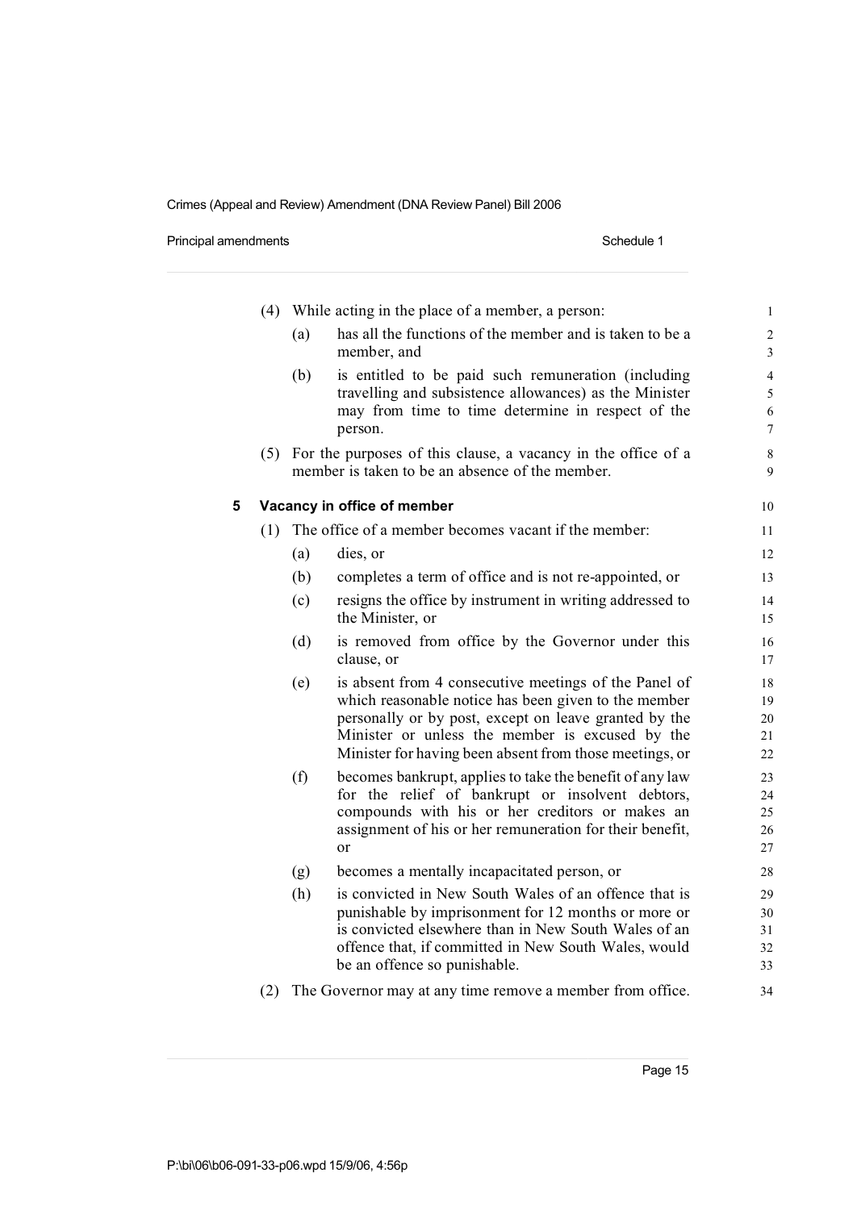(4) While acting in the place of a member, a person:

(a) has all the functions of the member and is taken to be a member, and

(b) is entitled to be paid such remuneration (including travelling and subsistence allowances) as the Minister may from time to time determine in respect of the person.

(5) For the purposes of this clause, a vacancy in the office of a member is taken to be an absence of the member.

**5 Vacancy in office of member**

(1) The office of a member becomes vacant if the member:

(a) dies, or

(b) completes a term of office and is not re-appointed, or

(c) resigns the office by instrument in writing addressed to the Minister, or

(d) is removed from office by the Governor under this clause, or

(e) is absent from 4 consecutive meetings of the Panel of which reasonable notice has been given to the member personally or by post, except on leave granted by the Minister or unless the member is excused by the Minister for having been absent from those meetings, or

(f) becomes bankrupt, applies to take the benefit of any law for the relief of bankrupt or insolvent debtors, compounds with his or her creditors or makes an assignment of his or her remuneration for their benefit, or

(g) becomes a mentally incapacitated person, or

(h) is convicted in New South Wales of an offence that is punishable by imprisonment for 12 months or more or is convicted elsewhere than in New South Wales of an offence that, if committed in New South Wales, would be an offence so punishable.

(2) The Governor may at any time remove a member from office.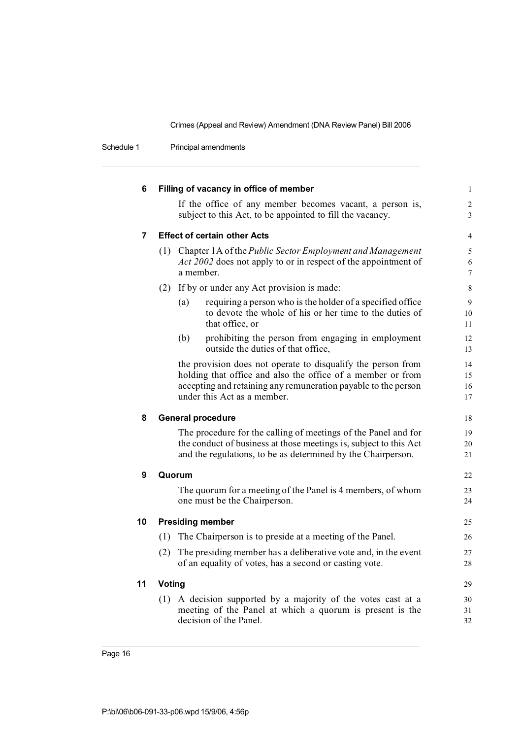### 6 Filling of vacancy in office of member

If the office of any member becomes vacant, a person is, subject to this Act, to be appointed to fill the vacancy.

### 7 Effect of certain other Acts

(1) Chapter 1A of the *Public Sector Employment and Management Act 2002* does not apply to or in respect of the appointment of a member.

(2) If by or under any Act provision is made:

- (a) requiring a person who is the holder of a specified office to devote the whole of his or her time to the duties of that office, or
- (b) prohibiting the person from engaging in employment outside the duties of that office,

the provision does not operate to disqualify the person from holding that office and also the office of a member or from accepting and retaining any remuneration payable to the person under this Act as a member.

### 8 General procedure

The procedure for the calling of meetings of the Panel and for the conduct of business at those meetings is, subject to this Act and the regulations, to be as determined by the Chairperson.

### 9 Quorum

The quorum for a meeting of the Panel is 4 members, of whom one must be the Chairperson.

### 10 Presiding member

(1) The Chairperson is to preside at a meeting of the Panel.

(2) The presiding member has a deliberative vote and, in the event of an equality of votes, has a second or casting vote.

### 11 Voting

(1) A decision supported by a majority of the votes cast at a meeting of the Panel at which a quorum is present is the decision of the Panel.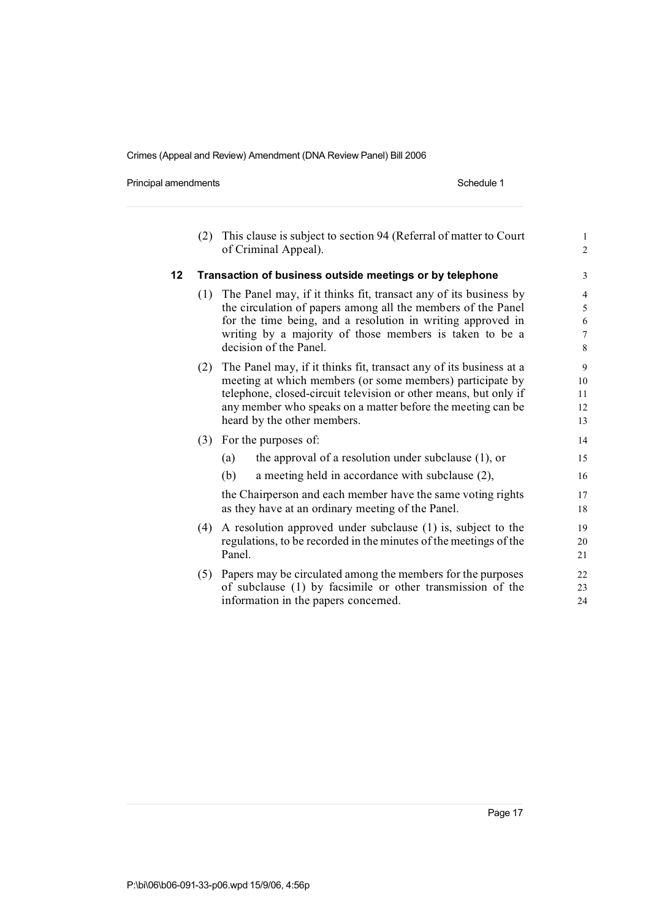(2) This clause is subject to section 94 (Referral of matter to Court of Criminal Appeal).

### 12 Transaction of business outside meetings or by telephone

(1) The Panel may, if it thinks fit, transact any of its business by the circulation of papers among all the members of the Panel for the time being, and a resolution in writing approved in writing by a majority of those members is taken to be a decision of the Panel.

(2) The Panel may, if it thinks fit, transact any of its business at a meeting at which members (or some members) participate by telephone, closed-circuit television or other means, but only if any member who speaks on a matter before the meeting can be heard by the other members.

(3) For the purposes of:

(a) the approval of a resolution under subclause (1), or

(b) a meeting held in accordance with subclause (2),

the Chairperson and each member have the same voting rights as they have at an ordinary meeting of the Panel.

(4) A resolution approved under subclause (1) is, subject to the regulations, to be recorded in the minutes of the meetings of the Panel.

(5) Papers may be circulated among the members for the purposes of subclause (1) by facsimile or other transmission of the information in the papers concerned.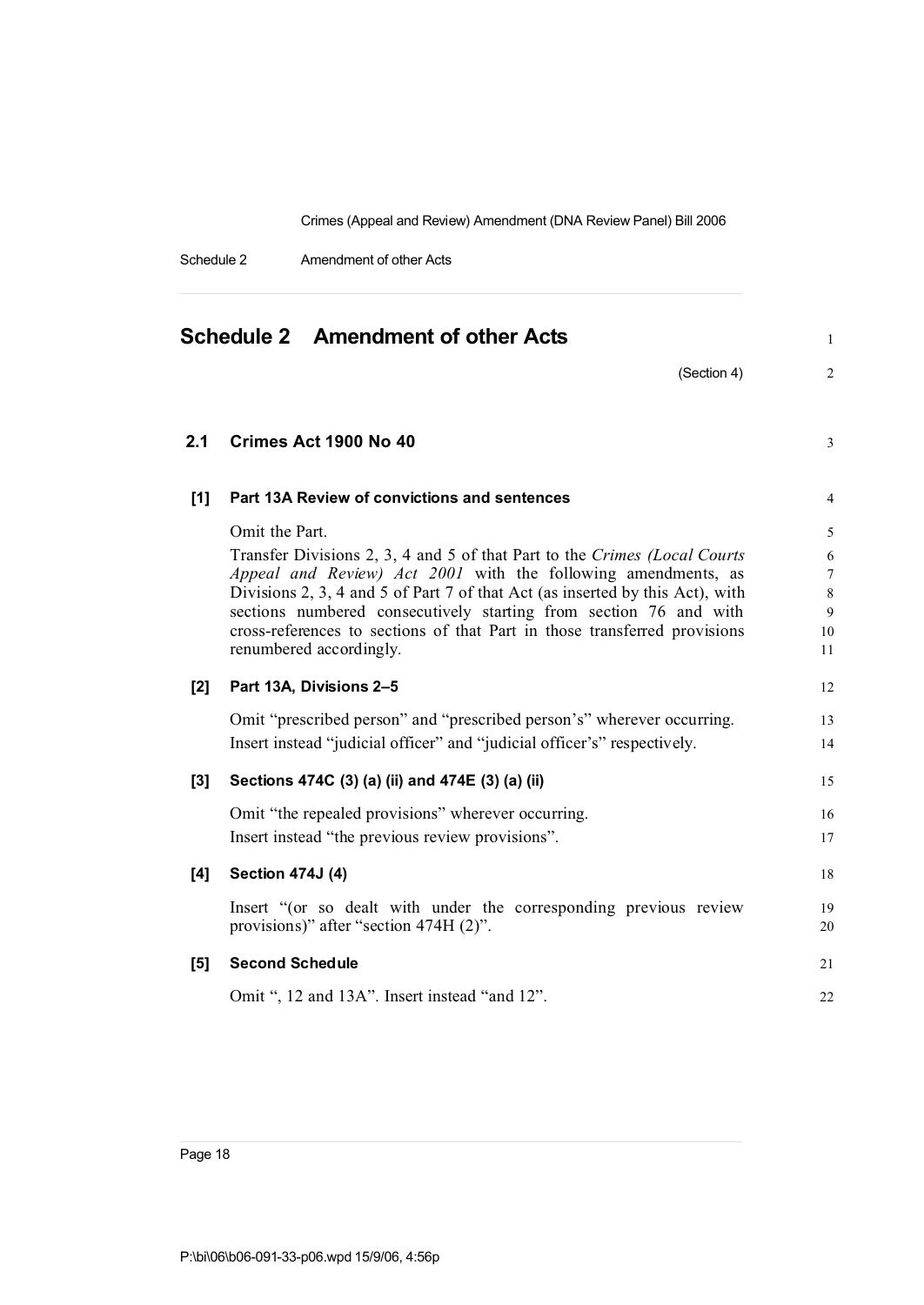# Schedule 2 Amendment of other Acts

(Section 4)

## 2.1 Crimes Act 1900 No 40

### [1] Part 13A Review of convictions and sentences

Omit the Part.

Transfer Divisions 2, 3, 4 and 5 of that Part to the *Crimes (Local Courts Appeal and Review) Act 2001* with the following amendments, as Divisions 2, 3, 4 and 5 of Part 7 of that Act (as inserted by this Act), with sections numbered consecutively starting from section 76 and with cross-references to sections of that Part in those transferred provisions renumbered accordingly.

### [2] Part 13A, Divisions 2–5

Omit "prescribed person" and "prescribed person's" wherever occurring.

Insert instead "judicial officer" and "judicial officer's" respectively.

### [3] Sections 474C (3) (a) (ii) and 474E (3) (a) (ii)

Omit "the repealed provisions" wherever occurring.

Insert instead "the previous review provisions".

### [4] Section 474J (4)

Insert "(or so dealt with under the corresponding previous review provisions)" after "section 474H (2)".

### [5] Second Schedule

Omit ", 12 and 13A". Insert instead "and 12".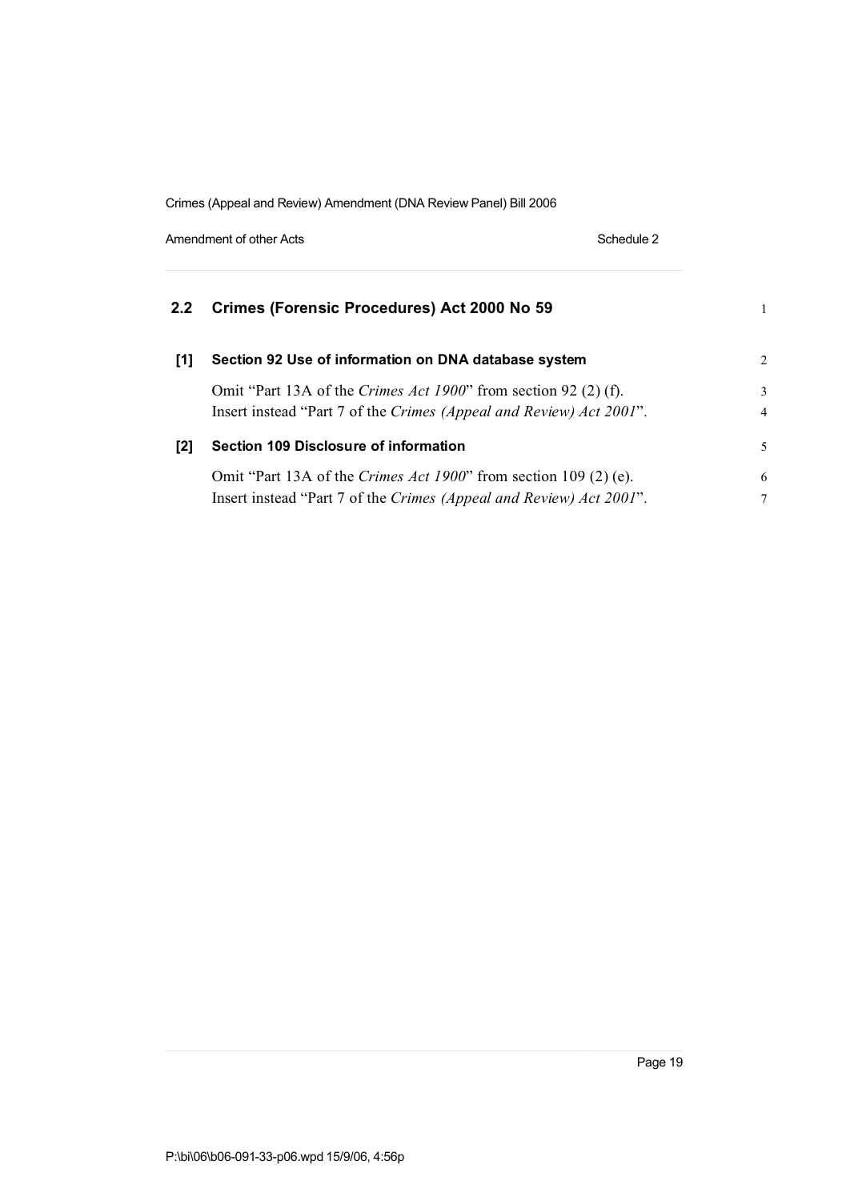## 2.2 Crimes (Forensic Procedures) Act 2000 No 59

### [1] Section 92 Use of information on DNA database system

Omit "Part 13A of the *Crimes Act 1900*" from section 92 (2) (f).
Insert instead "Part 7 of the *Crimes (Appeal and Review) Act 2001*".

### [2] Section 109 Disclosure of information

Omit "Part 13A of the *Crimes Act 1900*" from section 109 (2) (e).
Insert instead "Part 7 of the *Crimes (Appeal and Review) Act 2001*".